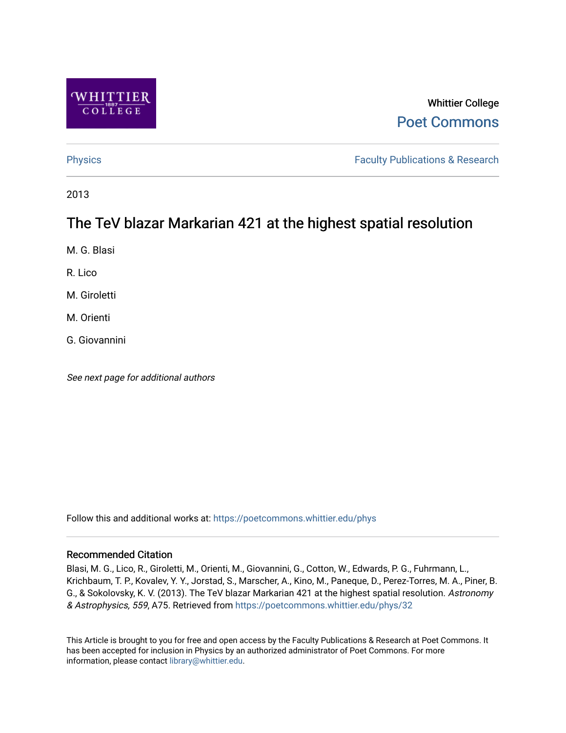Whittier College

Poet Commons

Physics

Faculty Publications & Research

2013

# The TeV blazar Markarian 421 at the highest spatial resolution

M. G. Blasi

R. Lico

M. Giroletti

M. Orienti

G. Giovannini

*See next page for additional authors*

Follow this and additional works at: https://poetcommons.whittier.edu/phys

## Recommended Citation

Blasi, M. G., Lico, R., Giroletti, M., Orienti, M., Giovannini, G., Cotton, W., Edwards, P. G., Fuhrmann, L., Krichbaum, T. P., Kovalev, Y. Y., Jorstad, S., Marscher, A., Kino, M., Paneque, D., Perez-Torres, M. A., Piner, B. G., & Sokolovsky, K. V. (2013). The TeV blazar Markarian 421 at the highest spatial resolution. *Astronomy & Astrophysics, 559*, A75. Retrieved from https://poetcommons.whittier.edu/phys/32

This Article is brought to you for free and open access by the Faculty Publications & Research at Poet Commons. It has been accepted for inclusion in Physics by an authorized administrator of Poet Commons. For more information, please contact library@whittier.edu.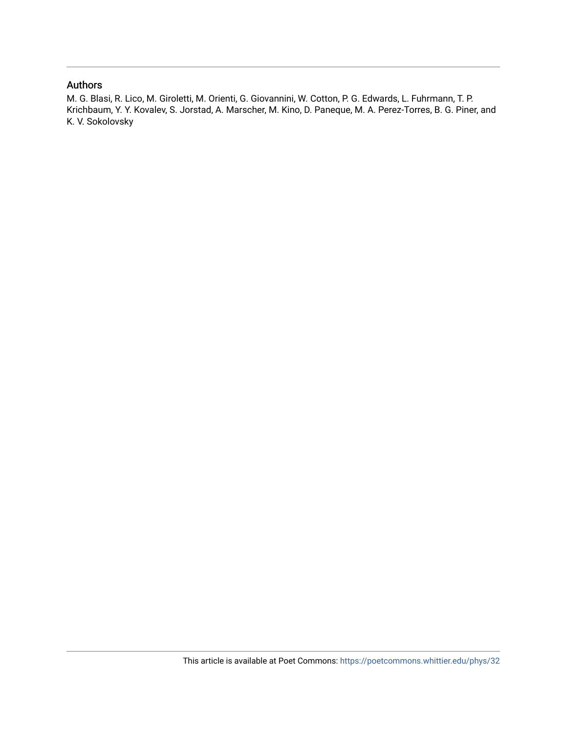## Authors

M. G. Blasi, R. Lico, M. Giroletti, M. Orienti, G. Giovannini, W. Cotton, P. G. Edwards, L. Fuhrmann, T. P. Krichbaum, Y. Y. Kovalev, S. Jorstad, A. Marscher, M. Kino, D. Paneque, M. A. Perez-Torres, B. G. Piner, and K. V. Sokolovsky

This article is available at Poet Commons: https://poetcommons.whittier.edu/phys/32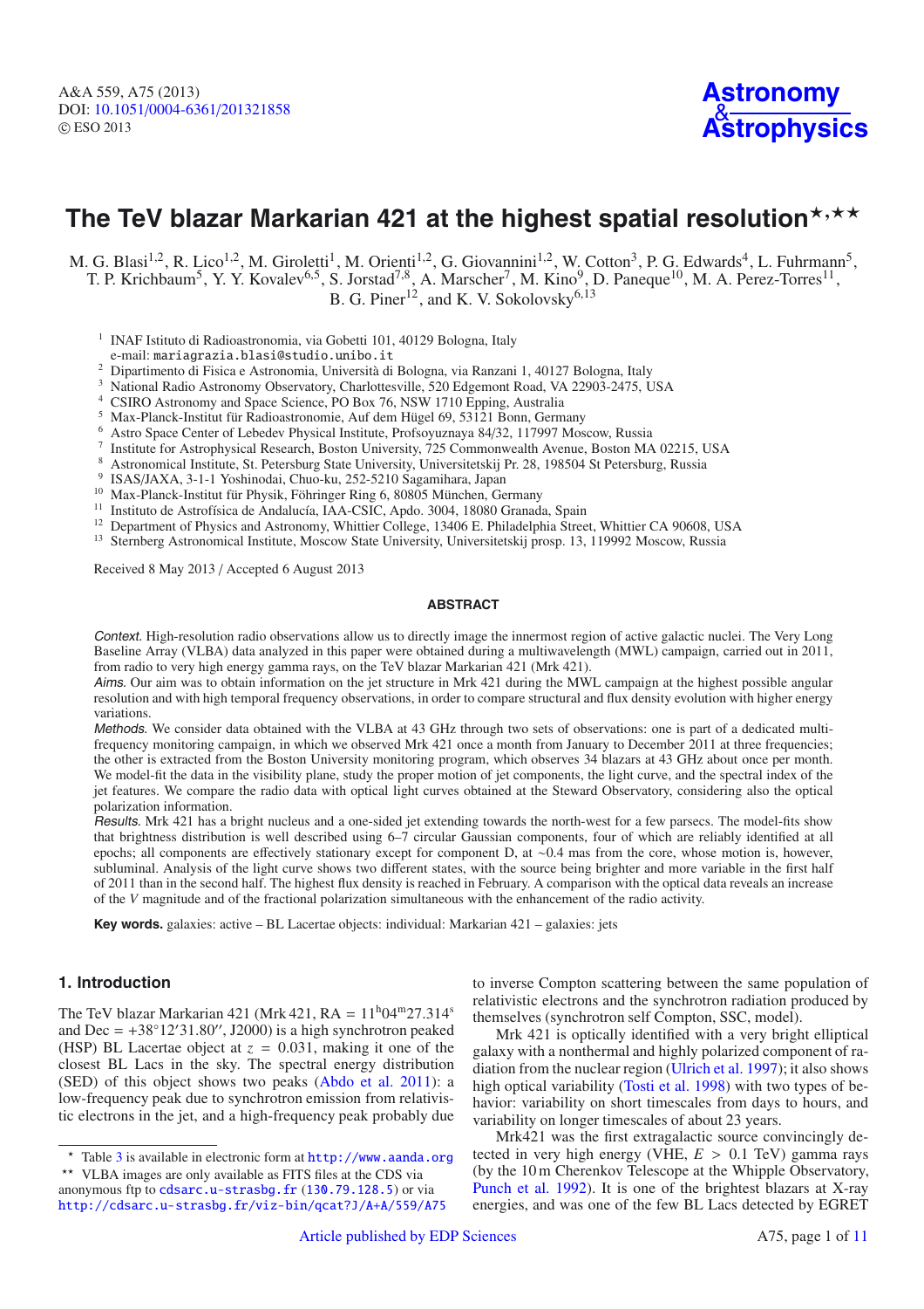# The TeV blazar Markarian 421 at the highest spatial resolution★,★★

M. G. Blasi[1,2], R. Lico[1,2], M. Giroletti[1], M. Orienti[1,2], G. Giovannini[1,2], W. Cotton[3], P. G. Edwards[4], L. Fuhrmann[5], T. P. Krichbaum[5], Y. Y. Kovalev[6,5], S. Jorstad[7,8], A. Marscher[7], M. Kino[9], D. Paneque[10], M. A. Perez-Torres[11], B. G. Piner[12], and K. V. Sokolovsky[6,13]

[1] INAF Istituto di Radioastronomia, via Gobetti 101, 40129 Bologna, Italy
e-mail: mariagrazia.blasi@studio.unibo.it

[2] Dipartimento di Fisica e Astronomia, Università di Bologna, via Ranzani 1, 40127 Bologna, Italy

[3] National Radio Astronomy Observatory, Charlottesville, 520 Edgemont Road, VA 22903-2475, USA

[4] CSIRO Astronomy and Space Science, PO Box 76, NSW 1710 Epping, Australia

[5] Max-Planck-Institut für Radioastronomie, Auf dem Hügel 69, 53121 Bonn, Germany

[6] Astro Space Center of Lebedev Physical Institute, Profsoyuznaya 84/32, 117997 Moscow, Russia

[7] Institute for Astrophysical Research, Boston University, 725 Commonwealth Avenue, Boston MA 02215, USA

[8] Astronomical Institute, St. Petersburg State University, Universitetskij Pr. 28, 198504 St Petersburg, Russia

[9] ISAS/JAXA, 3-1-1 Yoshinodai, Chuo-ku, 252-5210 Sagamihara, Japan

[10] Max-Planck-Institut für Physik, Föhringer Ring 6, 80805 München, Germany

[11] Instituto de Astrofísica de Andalucía, IAA-CSIC, Apdo. 3004, 18080 Granada, Spain

[12] Department of Physics and Astronomy, Whittier College, 13406 E. Philadelphia Street, Whittier CA 90608, USA

[13] Sternberg Astronomical Institute, Moscow State University, Universitetskij prosp. 13, 119992 Moscow, Russia

Received 8 May 2013 / Accepted 6 August 2013

## ABSTRACT

*Context.* High-resolution radio observations allow us to directly image the innermost region of active galactic nuclei. The Very Long Baseline Array (VLBA) data analyzed in this paper were obtained during a multiwavelength (MWL) campaign, carried out in 2011, from radio to very high energy gamma rays, on the TeV blazar Markarian 421 (Mrk 421).

*Aims.* Our aim was to obtain information on the jet structure in Mrk 421 during the MWL campaign at the highest possible angular resolution and with high temporal frequency observations, in order to compare structural and flux density evolution with higher energy variations.

*Methods.* We consider data obtained with the VLBA at 43 GHz through two sets of observations: one is part of a dedicated multi-frequency monitoring campaign, in which we observed Mrk 421 once a month from January to December 2011 at three frequencies; the other is extracted from the Boston University monitoring program, which observes 34 blazars at 43 GHz about once per month. We model-fit the data in the visibility plane, study the proper motion of jet components, the light curve, and the spectral index of the jet features. We compare the radio data with optical light curves obtained at the Steward Observatory, considering also the optical polarization information.

*Results.* Mrk 421 has a bright nucleus and a one-sided jet extending towards the north-west for a few parsecs. The model-fits show that brightness distribution is well described using 6–7 circular Gaussian components, four of which are reliably identified at all epochs; all components are effectively stationary except for component D, at ~0.4 mas from the core, whose motion is, however, subluminal. Analysis of the light curve shows two different states, with the source being brighter and more variable in the first half of 2011 than in the second half. The highest flux density is reached in February. A comparison with the optical data reveals an increase of the $V$ magnitude and of the fractional polarization simultaneous with the enhancement of the radio activity.

**Key words.** galaxies: active – BL Lacertae objects: individual: Markarian 421 – galaxies: jets

## 1. Introduction

The TeV blazar Markarian 421 (Mrk 421, RA = $11^{\rm h}04^{\rm m}27.314^{\rm s}$ and Dec = $+38°12'31.80''$, J2000) is a high synchrotron peaked (HSP) BL Lacertae object at $z = 0.031$, making it one of the closest BL Lacs in the sky. The spectral energy distribution (SED) of this object shows two peaks (Abdo et al. 2011): a low-frequency peak due to synchrotron emission from relativistic electrons in the jet, and a high-frequency peak probably due to inverse Compton scattering between the same population of relativistic electrons and the synchrotron radiation produced by themselves (synchrotron self Compton, SSC, model).

Mrk 421 is optically identified with a very bright elliptical galaxy with a nonthermal and highly polarized component of radiation from the nuclear region (Ulrich et al. 1997); it also shows high optical variability (Tosti et al. 1998) with two types of behavior: variability on short timescales from days to hours, and variability on longer timescales of about 23 years.

Mrk421 was the first extragalactic source convincingly detected in very high energy (VHE, $E > 0.1$ TeV) gamma rays (by the 10 m Cherenkov Telescope at the Whipple Observatory, Punch et al. 1992). It is one of the brightest blazars at X-ray energies, and was one of the few BL Lacs detected by EGRET

★ Table 3 is available in electronic form at http://www.aanda.org

★★ VLBA images are only available as FITS files at the CDS via anonymous ftp to cdsarc.u-strasbg.fr (130.79.128.5) or via http://cdsarc.u-strasbg.fr/viz-bin/qcat?J/A+A/559/A75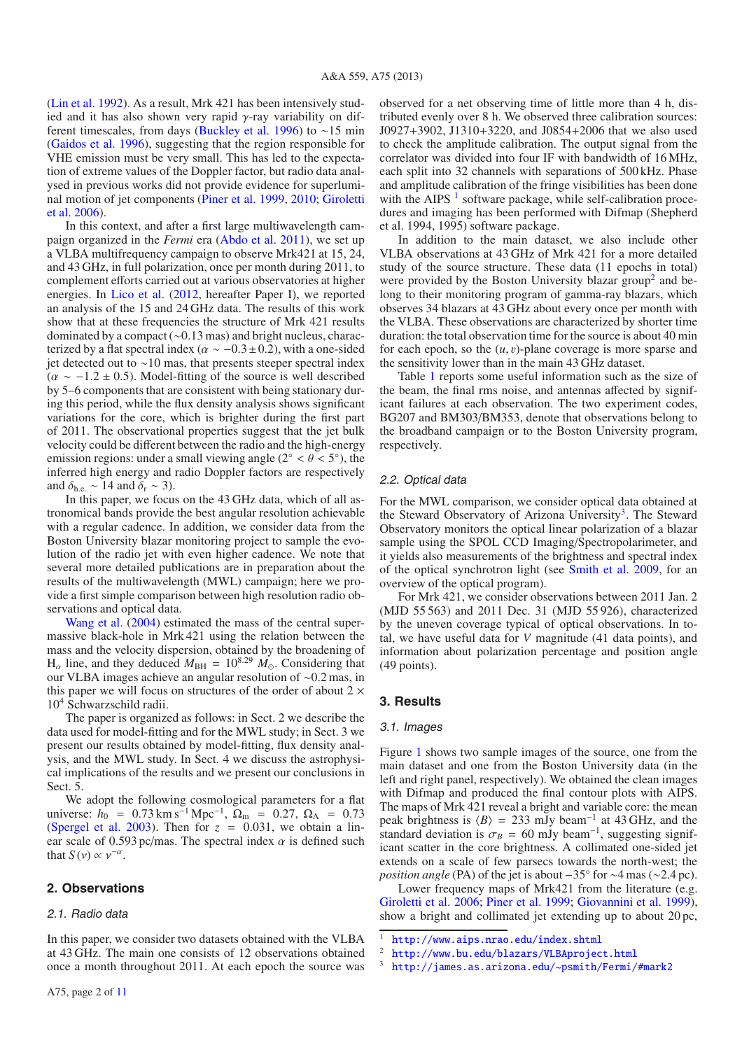(Lin et al. 1992). As a result, Mrk 421 has been intensively studied and it has also shown very rapid $\gamma$-ray variability on different timescales, from days (Buckley et al. 1996) to ~15 min (Gaidos et al. 1996), suggesting that the region responsible for VHE emission must be very small. This has led to the expectation of extreme values of the Doppler factor, but radio data analysed in previous works did not provide evidence for superluminal motion of jet components (Piner et al. 1999, 2010; Giroletti et al. 2006).

In this context, and after a first large multiwavelength campaign organized in the *Fermi* era (Abdo et al. 2011), we set up a VLBA multifrequency campaign to observe Mrk421 at 15, 24, and 43 GHz, in full polarization, once per month during 2011, to complement efforts carried out at various observatories at higher energies. In Lico et al. (2012, hereafter Paper I), we reported an analysis of the 15 and 24 GHz data. The results of this work show that at these frequencies the structure of Mrk 421 results dominated by a compact (~0.13 mas) and bright nucleus, characterized by a flat spectral index ($\alpha \sim -0.3 \pm 0.2$), with a one-sided jet detected out to ~10 mas, that presents steeper spectral index ($\alpha \sim -1.2 \pm 0.5$). Model-fitting of the source is well described by 5–6 components that are consistent with being stationary during this period, while the flux density analysis shows significant variations for the core, which is brighter during the first part of 2011. The observational properties suggest that the jet bulk velocity could be different between the radio and the high-energy emission regions: under a small viewing angle ($2° < \theta < 5°$), the inferred high energy and radio Doppler factors are respectively and $\delta_{\rm h.e.} \sim 14$ and $\delta_{\rm r} \sim 3$).

In this paper, we focus on the 43 GHz data, which of all astronomical bands provide the best angular resolution achievable with a regular cadence. In addition, we consider data from the Boston University blazar monitoring project to sample the evolution of the radio jet with even higher cadence. We note that several more detailed publications are in preparation about the results of the multiwavelength (MWL) campaign; here we provide a first simple comparison between high resolution radio observations and optical data.

Wang et al. (2004) estimated the mass of the central supermassive black-hole in Mrk 421 using the relation between the mass and the velocity dispersion, obtained by the broadening of $H_\alpha$ line, and they deduced $M_{\rm BH} = 10^{8.29}\ M_\odot$. Considering that our VLBA images achieve an angular resolution of ~0.2 mas, in this paper we will focus on structures of the order of about $2 \times 10^4$ Schwarzschild radii.

The paper is organized as follows: in Sect. 2 we describe the data used for model-fitting and for the MWL study; in Sect. 3 we present our results obtained by model-fitting, flux density analysis, and the MWL study. In Sect. 4 we discuss the astrophysical implications of the results and we present our conclusions in Sect. 5.

We adopt the following cosmological parameters for a flat universe: $h_0 = 0.73$ km s$^{-1}$ Mpc$^{-1}$, $\Omega_{\rm m} = 0.27$, $\Omega_\Lambda = 0.73$ (Spergel et al. 2003). Then for $z = 0.031$, we obtain a linear scale of 0.593 pc/mas. The spectral index $\alpha$ is defined such that $S(\nu) \propto \nu^{-\alpha}$.

## 2. Observations

### 2.1. Radio data

In this paper, we consider two datasets obtained with the VLBA at 43 GHz. The main one consists of 12 observations obtained once a month throughout 2011. At each epoch the source was observed for a net observing time of little more than 4 h, distributed evenly over 8 h. We observed three calibration sources: J0927+3902, J1310+3220, and J0854+2006 that we also used to check the amplitude calibration. The output signal from the correlator was divided into four IF with bandwidth of 16 MHz, each split into 32 channels with separations of 500 kHz. Phase and amplitude calibration of the fringe visibilities has been done with the AIPS [1] software package, while self-calibration procedures and imaging has been performed with Difmap (Shepherd et al. 1994, 1995) software package.

In addition to the main dataset, we also include other VLBA observations at 43 GHz of Mrk 421 for a more detailed study of the source structure. These data (11 epochs in total) were provided by the Boston University blazar group[2] and belong to their monitoring program of gamma-ray blazars, which observes 34 blazars at 43 GHz about every once per month with the VLBA. These observations are characterized by shorter time duration: the total observation time for the source is about 40 min for each epoch, so the $(u, v)$-plane coverage is more sparse and the sensitivity lower than in the main 43 GHz dataset.

Table 1 reports some useful information such as the size of the beam, the final rms noise, and antennas affected by significant failures at each observation. The two experiment codes, BG207 and BM303/BM353, denote that observations belong to the broadband campaign or to the Boston University program, respectively.

### 2.2. Optical data

For the MWL comparison, we consider optical data obtained at the Steward Observatory of Arizona University[3]. The Steward Observatory monitors the optical linear polarization of a blazar sample using the SPOL CCD Imaging/Spectropolarimeter, and it yields also measurements of the brightness and spectral index of the optical synchrotron light (see Smith et al. 2009, for an overview of the optical program).

For Mrk 421, we consider observations between 2011 Jan. 2 (MJD 55 563) and 2011 Dec. 31 (MJD 55 926), characterized by the uneven coverage typical of optical observations. In total, we have useful data for $V$ magnitude (41 data points), and information about polarization percentage and position angle (49 points).

## 3. Results

### 3.1. Images

Figure 1 shows two sample images of the source, one from the main dataset and one from the Boston University data (in the left and right panel, respectively). We obtained the clean images with Difmap and produced the final contour plots with AIPS. The maps of Mrk 421 reveal a bright and variable core: the mean peak brightness is $\langle B \rangle = 233$ mJy beam$^{-1}$ at 43 GHz, and the standard deviation is $\sigma_B = 60$ mJy beam$^{-1}$, suggesting significant scatter in the core brightness. A collimated one-sided jet extends on a scale of few parsecs towards the north-west; the *position angle* (PA) of the jet is about $-35°$ for ~4 mas (~2.4 pc).

Lower frequency maps of Mrk421 from the literature (e.g. Giroletti et al. 2006; Piner et al. 1999; Giovannini et al. 1999), show a bright and collimated jet extending up to about 20 pc,

[1] http://www.aips.nrao.edu/index.shtml

[2] http://www.bu.edu/blazars/VLBAproject.html

[3] http://james.as.arizona.edu/~psmith/Fermi/#mark2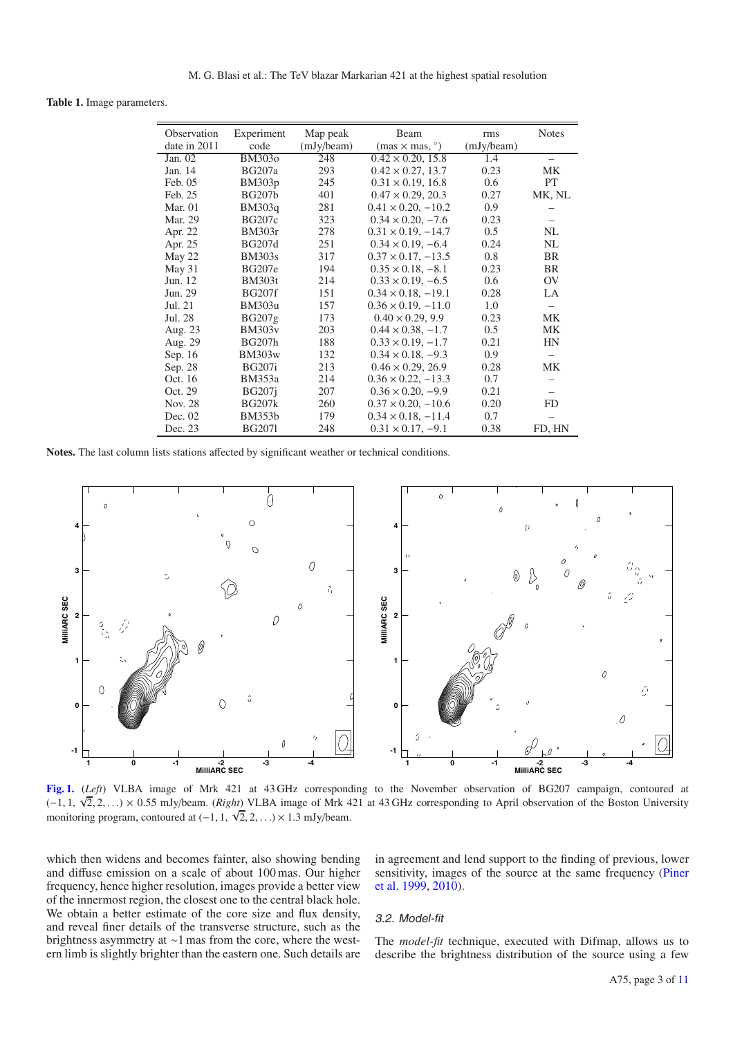**Table 1.** Image parameters.

| Observation date in 2011 | Experiment code | Map peak (mJy/beam) | Beam (mas × mas, °) | rms (mJy/beam) | Notes |
|---|---|---|---|---|---|
| Jan. 02 | BM303o | 248 | $0.42 \times 0.20$, 15.8 | 1.4 | – |
| Jan. 14 | BG207a | 293 | $0.42 \times 0.27$, 13.7 | 0.23 | MK |
| Feb. 05 | BM303p | 245 | $0.31 \times 0.19$, 16.8 | 0.6 | PT |
| Feb. 25 | BG207b | 401 | $0.47 \times 0.29$, 20.3 | 0.27 | MK, NL |
| Mar. 01 | BM303q | 281 | $0.41 \times 0.20$, $-10.2$ | 0.9 | – |
| Mar. 29 | BG207c | 323 | $0.34 \times 0.20$, $-7.6$ | 0.23 | – |
| Apr. 22 | BM303r | 278 | $0.31 \times 0.19$, $-14.7$ | 0.5 | NL |
| Apr. 25 | BG207d | 251 | $0.34 \times 0.19$, $-6.4$ | 0.24 | NL |
| May 22 | BM303s | 317 | $0.37 \times 0.17$, $-13.5$ | 0.8 | BR |
| May 31 | BG207e | 194 | $0.35 \times 0.18$, $-8.1$ | 0.23 | BR |
| Jun. 12 | BM303t | 214 | $0.33 \times 0.19$, $-6.5$ | 0.6 | OV |
| Jun. 29 | BG207f | 151 | $0.34 \times 0.18$, $-19.1$ | 0.28 | LA |
| Jul. 21 | BM303u | 157 | $0.36 \times 0.19$, $-11.0$ | 1.0 | – |
| Jul. 28 | BG207g | 173 | $0.40 \times 0.29$, 9.9 | 0.23 | MK |
| Aug. 23 | BM303v | 203 | $0.44 \times 0.38$, $-1.7$ | 0.5 | MK |
| Aug. 29 | BG207h | 188 | $0.33 \times 0.19$, $-1.7$ | 0.21 | HN |
| Sep. 16 | BM303w | 132 | $0.34 \times 0.18$, $-9.3$ | 0.9 | – |
| Sep. 28 | BG207i | 213 | $0.46 \times 0.29$, 26.9 | 0.28 | MK |
| Oct. 16 | BM353a | 214 | $0.36 \times 0.22$, $-13.3$ | 0.7 | – |
| Oct. 29 | BG207j | 207 | $0.36 \times 0.20$, $-9.9$ | 0.21 | – |
| Nov. 28 | BG207k | 260 | $0.37 \times 0.20$, $-10.6$ | 0.20 | FD |
| Dec. 02 | BM353b | 179 | $0.34 \times 0.18$, $-11.4$ | 0.7 | – |
| Dec. 23 | BG207l | 248 | $0.31 \times 0.17$, $-9.1$ | 0.38 | FD, HN |

**Notes.** The last column lists stations affected by significant weather or technical conditions.

**Fig. 1.** (*Left*) VLBA image of Mrk 421 at 43 GHz corresponding to the November observation of BG207 campaign, contoured at $(-1, 1, \sqrt{2}, 2, \ldots) \times 0.55$ mJy/beam. (*Right*) VLBA image of Mrk 421 at 43 GHz corresponding to April observation of the Boston University monitoring program, contoured at $(-1, 1, \sqrt{2}, 2, \ldots) \times 1.3$ mJy/beam.

which then widens and becomes fainter, also showing bending and diffuse emission on a scale of about 100 mas. Our higher frequency, hence higher resolution, images provide a better view of the innermost region, the closest one to the central black hole. We obtain a better estimate of the core size and flux density, and reveal finer details of the transverse structure, such as the brightness asymmetry at ∼1 mas from the core, where the western limb is slightly brighter than the eastern one. Such details are in agreement and lend support to the finding of previous, lower sensitivity, images of the source at the same frequency (Piner et al. 1999, 2010).

### 3.2. Model-fit

The *model-fit* technique, executed with Difmap, allows us to describe the brightness distribution of the source using a few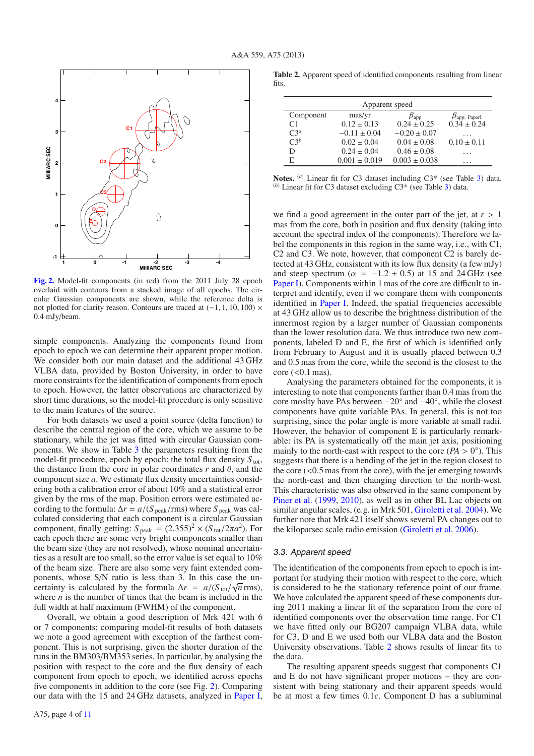Fig. 2. Model-fit components (in red) from the 2011 July 28 epoch overlaid with contours from a stacked image of all epochs. The circular Gaussian components are shown, while the reference delta is not plotted for clarity reason. Contours are traced at $(-1, 1, 10, 100) \times 0.4$ mJy/beam.

simple components. Analyzing the components found from epoch to epoch we can determine their apparent proper motion. We consider both our main dataset and the additional 43 GHz VLBA data, provided by Boston University, in order to have more constraints for the identification of components from epoch to epoch. However, the latter observations are characterized by short time durations, so the model-fit procedure is only sensitive to the main features of the source.

For both datasets we used a point source (delta function) to describe the central region of the core, which we assume to be stationary, while the jet was fitted with circular Gaussian components. We show in Table 3 the parameters resulting from the model-fit procedure, epoch by epoch: the total flux density $S_{\rm tot}$, the distance from the core in polar coordinates $r$ and $\theta$, and the component size $a$. We estimate flux density uncertainties considering both a calibration error of about 10% and a statistical error given by the rms of the map. Position errors were estimated according to the formula: $\Delta r = a/(S_{\rm peak}/{\rm rms})$ where $S_{\rm peak}$ was calculated considering that each component is a circular Gaussian component, finally getting: $S_{\rm peak} = (2.355)^2 \times (S_{\rm tot}/2\pi a^2)$. For each epoch there are some very bright components smaller than the beam size (they are not resolved), whose nominal uncertainties as a result are too small, so the error value is set equal to 10% of the beam size. There are also some very faint extended components, whose S/N ratio is less than 3. In this case the uncertainty is calculated by the formula $\Delta r = a/(S_{\rm tot}/\sqrt{n}\,{\rm rms})$, where $n$ is the number of times that the beam is included in the full width at half maximum (FWHM) of the component.

Overall, we obtain a good description of Mrk 421 with 6 or 7 components; comparing model-fit results of both datasets we note a good agreement with exception of the farthest component. This is not surprising, given the shorter duration of the runs in the BM303/BM353 series. In particular, by analysing the position with respect to the core and the flux density of each component from epoch to epoch, we identified across epochs five components in addition to the core (see Fig. 2). Comparing our data with the 15 and 24 GHz datasets, analyzed in Paper I, we find a good agreement in the outer part of the jet, at $r > 1$ mas from the core, both in position and flux density (taking into account the spectral index of the components). Therefore we label the components in this region in the same way, i.e., with C1, C2 and C3. We note, however, that component C2 is barely detected at 43 GHz, consistent with its low flux density (a few mJy) and steep spectrum ($\alpha = -1.2 \pm 0.5$) at 15 and 24 GHz (see Paper I). Components within 1 mas of the core are difficult to interpret and identify, even if we compare them with components identified in Paper I. Indeed, the spatial frequencies accessible at 43 GHz allow us to describe the brightness distribution of the innermost region by a larger number of Gaussian components than the lower resolution data. We thus introduce two new components, labeled D and E, the first of which is identified only from February to August and it is usually placed between 0.3 and 0.5 mas from the core, while the second is the closest to the core (<0.1 mas).

Analysing the parameters obtained for the components, it is interesting to note that components farther than 0.4 mas from the core moslty have PAs between $-20°$ and $-40°$, while the closest components have quite variable PAs. In general, this is not too surprising, since the polar angle is more variable at small radii. However, the behavior of component E is particularly remarkable: its PA is systematically off the main jet axis, positioning mainly to the north-east with respect to the core ($PA > 0°$). This suggests that there is a bending of the jet in the region closest to the core (<0.5 mas from the core), with the jet emerging towards the north-east and then changing direction to the north-west. This characteristic was also observed in the same component by Piner et al. (1999, 2010), as well as in other BL Lac objects on similar angular scales, (e.g. in Mrk 501, Giroletti et al. 2004). We further note that Mrk 421 itself shows several PA changes out to the kiloparsec scale radio emission (Giroletti et al. 2006).

**Table 2.** Apparent speed of identified components resulting from linear fits.

| | Apparent speed | | |
|---|---|---|---|
| Component | mas/yr | $\beta_{\rm app}$ | $\beta_{\rm app.\,PaperI}$ |
| C1 | $0.12 \pm 0.13$ | $0.24 \pm 0.25$ | $0.34 \pm 0.24$ |
| C3[a] | $-0.11 \pm 0.04$ | $-0.20 \pm 0.07$ | ... |
| C3[b] | $0.02 \pm 0.04$ | $0.04 \pm 0.08$ | $0.10 \pm 0.11$ |
| D | $0.24 \pm 0.04$ | $0.46 \pm 0.08$ | ... |
| E | $0.001 \pm 0.019$ | $0.003 \pm 0.038$ | ... |

**Notes.** [a] Linear fit for C3 dataset including C3* (see Table 3) data. [b] Linear fit for C3 dataset excluding C3* (see Table 3) data.

### 3.3. Apparent speed

The identification of the components from epoch to epoch is important for studying their motion with respect to the core, which is considered to be the stationary reference point of our frame. We have calculated the apparent speed of these components during 2011 making a linear fit of the separation from the core of identified components over the observation time range. For C1 we have fitted only our BG207 campaign VLBA data, while for C3, D and E we used both our VLBA data and the Boston University observations. Table 2 shows results of linear fits to the data.

The resulting apparent speeds suggest that components C1 and E do not have significant proper motions – they are consistent with being stationary and their apparent speeds would be at most a few times 0.1$c$. Component D has a subluminal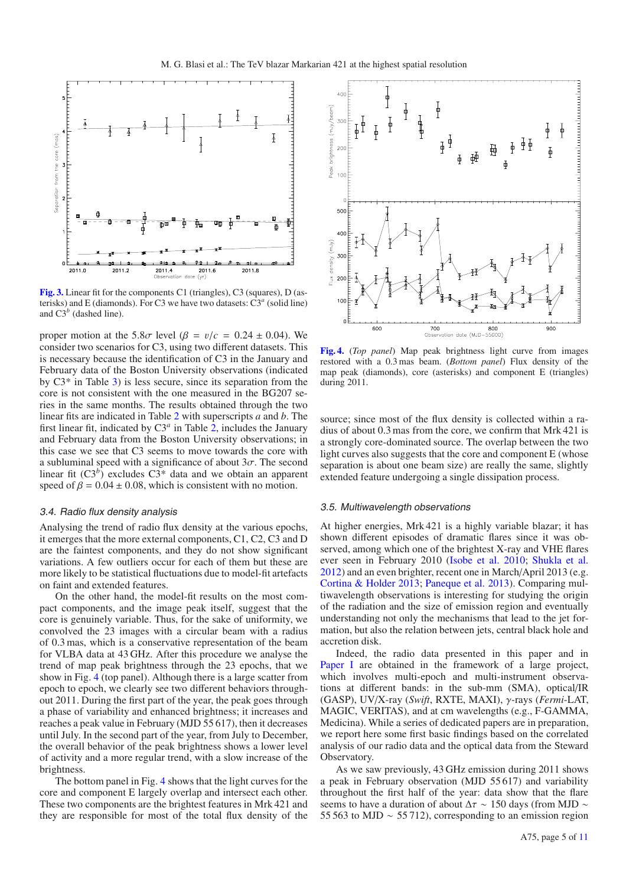**Fig. 3.** Linear fit for the components C1 (triangles), C3 (squares), D (asterisks) and E (diamonds). For C3 we have two datasets: $C3^a$ (solid line) and $C3^b$ (dashed line).

proper motion at the $5.8\sigma$ level ($\beta = v/c = 0.24 \pm 0.04$). We consider two scenarios for C3, using two different datasets. This is necessary because the identification of C3 in the January and February data of the Boston University observations (indicated by C3* in Table 3) is less secure, since its separation from the core is not consistent with the one measured in the BG207 series in the same months. The results obtained through the two linear fits are indicated in Table 2 with superscripts *a* and *b*. The first linear fit, indicated by $C3^a$ in Table 2, includes the January and February data from the Boston University observations; in this case we see that C3 seems to move towards the core with a subluminal speed with a significance of about $3\sigma$. The second linear fit ($C3^b$) excludes C3* data and we obtain an apparent speed of $\beta = 0.04 \pm 0.08$, which is consistent with no motion.

### 3.4. Radio flux density analysis

Analysing the trend of radio flux density at the various epochs, it emerges that the more external components, C1, C2, C3 and D are the faintest components, and they do not show significant variations. A few outliers occur for each of them but these are more likely to be statistical fluctuations due to model-fit artefacts on faint and extended features.

On the other hand, the model-fit results on the most compact components, and the image peak itself, suggest that the core is genuinely variable. Thus, for the sake of uniformity, we convolved the 23 images with a circular beam with a radius of 0.3 mas, which is a conservative representation of the beam for VLBA data at 43 GHz. After this procedure we analyse the trend of map peak brightness through the 23 epochs, that we show in Fig. 4 (top panel). Although there is a large scatter from epoch to epoch, we clearly see two different behaviors throughout 2011. During the first part of the year, the peak goes through a phase of variability and enhanced brightness; it increases and reaches a peak value in February (MJD 55 617), then it decreases until July. In the second part of the year, from July to December, the overall behavior of the peak brightness shows a lower level of activity and a more regular trend, with a slow increase of the brightness.

The bottom panel in Fig. 4 shows that the light curves for the core and component E largely overlap and intersect each other. These two components are the brightest features in Mrk 421 and they are responsible for most of the total flux density of the source; since most of the flux density is collected within a radius of about 0.3 mas from the core, we confirm that Mrk 421 is a strongly core-dominated source. The overlap between the two light curves also suggests that the core and component E (whose separation is about one beam size) are really the same, slightly extended feature undergoing a single dissipation process.

**Fig. 4.** (*Top panel*) Map peak brightness light curve from images restored with a 0.3 mas beam. (*Bottom panel*) Flux density of the map peak (diamonds), core (asterisks) and component E (triangles) during 2011.

### 3.5. Multiwavelength observations

At higher energies, Mrk 421 is a highly variable blazar; it has shown different episodes of dramatic flares since it was observed, among which one of the brightest X-ray and VHE flares ever seen in February 2010 (Isobe et al. 2010; Shukla et al. 2012) and an even brighter, recent one in March/April 2013 (e.g. Cortina & Holder 2013; Paneque et al. 2013). Comparing multiwavelength observations is interesting for studying the origin of the radiation and the size of emission region and eventually understanding not only the mechanisms that lead to the jet formation, but also the relation between jets, central black hole and accretion disk.

Indeed, the radio data presented in this paper and in Paper I are obtained in the framework of a large project, which involves multi-epoch and multi-instrument observations at different bands: in the sub-mm (SMA), optical/IR (GASP), UV/X-ray (*Swift*, RXTE, MAXI), $\gamma$-rays (*Fermi*-LAT, MAGIC, VERITAS), and at cm wavelengths (e.g., F-GAMMA, Medicina). While a series of dedicated papers are in preparation, we report here some first basic findings based on the correlated analysis of our radio data and the optical data from the Steward Observatory.

As we saw previously, 43 GHz emission during 2011 shows a peak in February observation (MJD 55 617) and variability throughout the first half of the year: data show that the flare seems to have a duration of about $\Delta\tau \sim 150$ days (from MJD $\sim$ 55 563 to MJD $\sim$ 55 712), corresponding to an emission region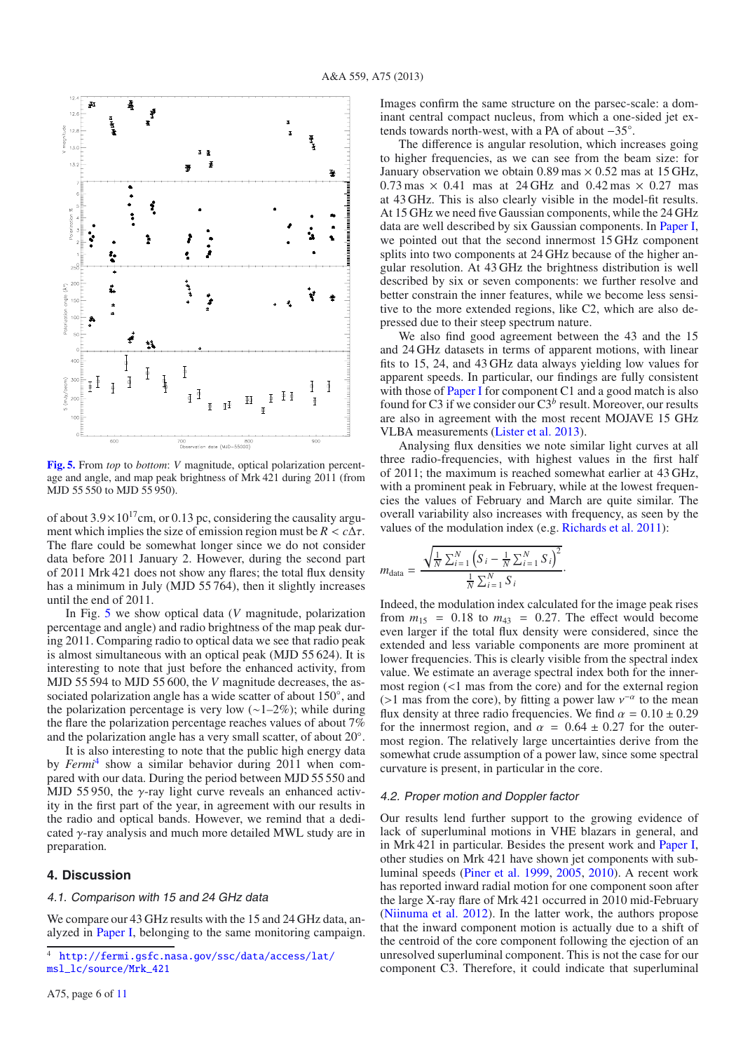Fig. 5. From *top* to *bottom*: *V* magnitude, optical polarization percentage and angle, and map peak brightness of Mrk 421 during 2011 (from MJD 55 550 to MJD 55 950).

of about $3.9 \times 10^{17}$cm, or 0.13 pc, considering the causality argument which implies the size of emission region must be $R < c\Delta\tau$. The flare could be somewhat longer since we do not consider data before 2011 January 2. However, during the second part of 2011 Mrk 421 does not show any flares; the total flux density has a minimum in July (MJD 55 764), then it slightly increases until the end of 2011.

In Fig. 5 we show optical data (*V* magnitude, polarization percentage and angle) and radio brightness of the map peak during 2011. Comparing radio to optical data we see that radio peak is almost simultaneous with an optical peak (MJD 55 624). It is interesting to note that just before the enhanced activity, from MJD 55 594 to MJD 55 600, the *V* magnitude decreases, the associated polarization angle has a wide scatter of about 150°, and the polarization percentage is very low (∼1–2%); while during the flare the polarization percentage reaches values of about 7% and the polarization angle has a very small scatter, of about 20°.

It is also interesting to note that the public high energy data by *Fermi*[4] show a similar behavior during 2011 when compared with our data. During the period between MJD 55 550 and MJD 55 950, the $\gamma$-ray light curve reveals an enhanced activity in the first part of the year, in agreement with our results in the radio and optical bands. However, we remind that a dedicated $\gamma$-ray analysis and much more detailed MWL study are in preparation.

## 4. Discussion

### 4.1. Comparison with 15 and 24 GHz data

We compare our 43 GHz results with the 15 and 24 GHz data, analyzed in Paper I, belonging to the same monitoring campaign. Images confirm the same structure on the parsec-scale: a dominant central compact nucleus, from which a one-sided jet extends towards north-west, with a PA of about −35°.

The difference is angular resolution, which increases going to higher frequencies, as we can see from the beam size: for January observation we obtain 0.89 mas × 0.52 mas at 15 GHz, 0.73 mas × 0.41 mas at 24 GHz and 0.42 mas × 0.27 mas at 43 GHz. This is also clearly visible in the model-fit results. At 15 GHz we need five Gaussian components, while the 24 GHz data are well described by six Gaussian components. In Paper I, we pointed out that the second innermost 15 GHz component splits into two components at 24 GHz because of the higher angular resolution. At 43 GHz the brightness distribution is well described by six or seven components: we further resolve and better constrain the inner features, while we become less sensitive to the more extended regions, like C2, which are also depressed due to their steep spectrum nature.

We also find good agreement between the 43 and the 15 and 24 GHz datasets in terms of apparent motions, with linear fits to 15, 24, and 43 GHz data always yielding low values for apparent speeds. In particular, our findings are fully consistent with those of Paper I for component C1 and a good match is also found for C3 if we consider our C3$^b$ result. Moreover, our results are also in agreement with the most recent MOJAVE 15 GHz VLBA measurements (Lister et al. 2013).

Analysing flux densities we note similar light curves at all three radio-frequencies, with highest values in the first half of 2011; the maximum is reached somewhat earlier at 43 GHz, with a prominent peak in February, while at the lowest frequencies the values of February and March are quite similar. The overall variability also increases with frequency, as seen by the values of the modulation index (e.g. Richards et al. 2011):

$$m_{\rm data} = \frac{\sqrt{\frac{1}{N}\sum_{i=1}^{N}\left(S_i - \frac{1}{N}\sum_{i=1}^{N}S_i\right)^2}}{\frac{1}{N}\sum_{i=1}^{N}S_i}.$$

Indeed, the modulation index calculated for the image peak rises from $m_{15} = 0.18$ to $m_{43} = 0.27$. The effect would become even larger if the total flux density were considered, since the extended and less variable components are more prominent at lower frequencies. This is clearly visible from the spectral index value. We estimate an average spectral index both for the innermost region (<1 mas from the core) and for the external region (>1 mas from the core), by fitting a power law $\nu^{-\alpha}$ to the mean flux density at three radio frequencies. We find $\alpha = 0.10 \pm 0.29$ for the innermost region, and $\alpha = 0.64 \pm 0.27$ for the outermost region. The relatively large uncertainties derive from the somewhat crude assumption of a power law, since some spectral curvature is present, in particular in the core.

### 4.2. Proper motion and Doppler factor

Our results lend further support to the growing evidence of lack of superluminal motions in VHE blazars in general, and in Mrk 421 in particular. Besides the present work and Paper I, other studies on Mrk 421 have shown jet components with subluminal speeds (Piner et al. 1999, 2005, 2010). A recent work has reported inward radial motion for one component soon after the large X-ray flare of Mrk 421 occurred in 2010 mid-February (Niinuma et al. 2012). In the latter work, the authors propose that the inward component motion is actually due to a shift of the centroid of the core component following the ejection of an unresolved superluminal component. This is not the case for our component C3. Therefore, it could indicate that superluminal

[4] http://fermi.gsfc.nasa.gov/ssc/data/access/lat/msl_lc/source/Mrk_421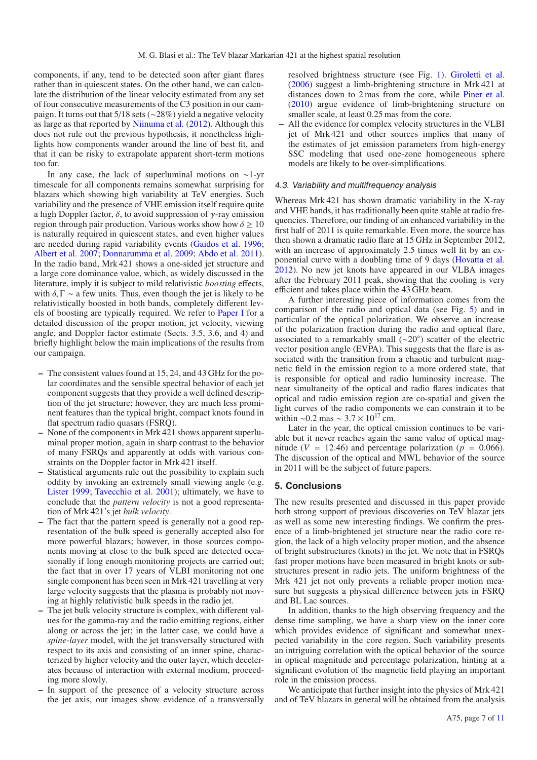components, if any, tend to be detected soon after giant flares rather than in quiescent states. On the other hand, we can calculate the distribution of the linear velocity estimated from any set of four consecutive measurements of the C3 position in our campaign. It turns out that 5/18 sets (∼28%) yield a negative velocity as large as that reported by Niinuma et al. (2012). Although this does not rule out the previous hypothesis, it nonetheless highlights how components wander around the line of best fit, and that it can be risky to extrapolate apparent short-term motions too far.

In any case, the lack of superluminal motions on ∼1-yr timescale for all components remains somewhat surprising for blazars which showing high variability at TeV energies. Such variability and the presence of VHE emission itself require quite a high Doppler factor, $\delta$, to avoid suppression of $\gamma$-ray emission region through pair production. Various works show how $\delta \geq 10$ is naturally required in quiescent states, and even higher values are needed during rapid variability events (Gaidos et al. 1996; Albert et al. 2007; Donnarumma et al. 2009; Abdo et al. 2011). In the radio band, Mrk 421 shows a one-sided jet structure and a large core dominance value, which, as widely discussed in the literature, imply it is subject to mild relativistic *boosting* effects, with $\delta, \Gamma \sim$ a few units. Thus, even though the jet is likely to be relativistically boosted in both bands, completely different levels of boosting are typically required. We refer to Paper I for a detailed discussion of the proper motion, jet velocity, viewing angle, and Doppler factor estimate (Sects. 3.5, 3.6, and 4) and briefly highlight below the main implications of the results from our campaign.

- The consistent values found at 15, 24, and 43 GHz for the polar coordinates and the sensible spectral behavior of each jet component suggests that they provide a well defined description of the jet structure; however, they are much less prominent features than the typical bright, compact knots found in flat spectrum radio quasars (FSRQ).
- None of the components in Mrk 421 shows apparent superluminal proper motion, again in sharp contrast to the behavior of many FSRQs and apparently at odds with various constraints on the Doppler factor in Mrk 421 itself.
- Statistical arguments rule out the possibility to explain such oddity by invoking an extremely small viewing angle (e.g. Lister 1999; Tavecchio et al. 2001); ultimately, we have to conclude that the *pattern velocity* is not a good representation of Mrk 421's jet *bulk velocity*.
- The fact that the pattern speed is generally not a good representation of the bulk speed is generally accepted also for more powerful blazars; however, in those sources components moving at close to the bulk speed are detected occasionally if long enough monitoring projects are carried out; the fact that in over 17 years of VLBI monitoring not one single component has been seen in Mrk 421 travelling at very large velocity suggests that the plasma is probably not moving at highly relativistic bulk speeds in the radio jet.
- The jet bulk velocity structure is complex, with different values for the gamma-ray and the radio emitting regions, either along or across the jet; in the latter case, we could have a *spine-layer* model, with the jet transversally structured with respect to its axis and consisting of an inner spine, characterized by higher velocity and the outer layer, which decelerates because of interaction with external medium, proceeding more slowly.
- In support of the presence of a velocity structure across the jet axis, our images show evidence of a transversally resolved brightness structure (see Fig. 1). Giroletti et al. (2006) suggest a limb-brightening structure in Mrk 421 at distances down to 2 mas from the core, while Piner et al. (2010) argue evidence of limb-brightening structure on smaller scale, at least 0.25 mas from the core.
- All the evidence for complex velocity structures in the VLBI jet of Mrk 421 and other sources implies that many of the estimates of jet emission parameters from high-energy SSC modeling that used one-zone homogeneous sphere models are likely to be over-simplifications.

### 4.3. Variability and multifrequency analysis

Whereas Mrk 421 has shown dramatic variability in the X-ray and VHE bands, it has traditionally been quite stable at radio frequencies. Therefore, our finding of an enhanced variability in the first half of 2011 is quite remarkable. Even more, the source has then shown a dramatic radio flare at 15 GHz in September 2012, with an increase of approximately 2.5 times well fit by an exponential curve with a doubling time of 9 days (Hovatta et al. 2012). No new jet knots have appeared in our VLBA images after the February 2011 peak, showing that the cooling is very efficient and takes place within the 43 GHz beam.

A further interesting piece of information comes from the comparison of the radio and optical data (see Fig. 5) and in particular of the optical polarization. We observe an increase of the polarization fraction during the radio and optical flare, associated to a remarkably small (∼20°) scatter of the electric vector position angle (EVPA). This suggests that the flare is associated with the transition from a chaotic and turbulent magnetic field in the emission region to a more ordered state, that is responsible for optical and radio luminosity increase. The near simultaneity of the optical and radio flares indicates that optical and radio emission region are co-spatial and given the light curves of the radio components we can constrain it to be within ∼0.2 mas ∼ $3.7 \times 10^{17}$ cm.

Later in the year, the optical emission continues to be variable but it never reaches again the same value of optical magnitude ($V = 12.46$) and percentage polarization ($p = 0.066$). The discussion of the optical and MWL behavior of the source in 2011 will be the subject of future papers.

## 5. Conclusions

The new results presented and discussed in this paper provide both strong support of previous discoveries on TeV blazar jets as well as some new interesting findings. We confirm the presence of a limb-brightened jet structure near the radio core region, the lack of a high velocity proper motion, and the absence of bright substructures (knots) in the jet. We note that in FSRQs fast proper motions have been measured in bright knots or substructures present in radio jets. The uniform brightness of the Mrk 421 jet not only prevents a reliable proper motion measure but suggests a physical difference between jets in FSRQ and BL Lac sources.

In addition, thanks to the high observing frequency and the dense time sampling, we have a sharp view on the inner core which provides evidence of significant and somewhat unexpected variability in the core region. Such variability presents an intriguing correlation with the optical behavior of the source in optical magnitude and percentage polarization, hinting at a significant evolution of the magnetic field playing an important role in the emission process.

We anticipate that further insight into the physics of Mrk 421 and of TeV blazars in general will be obtained from the analysis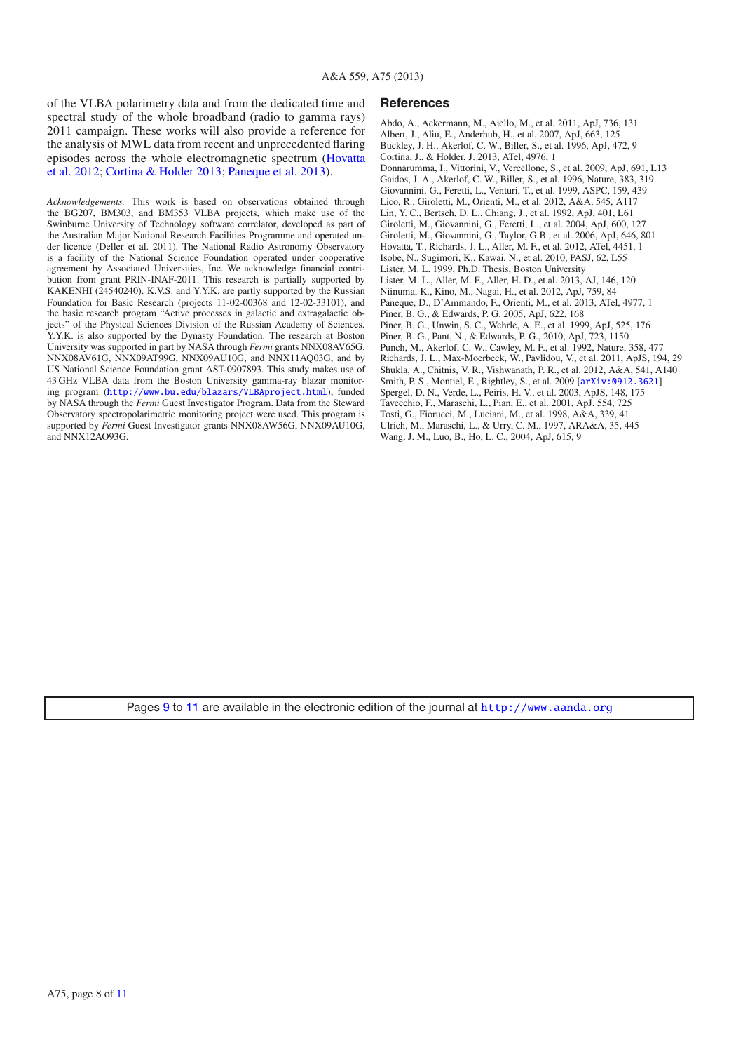of the VLBA polarimetry data and from the dedicated time and spectral study of the whole broadband (radio to gamma rays) 2011 campaign. These works will also provide a reference for the analysis of MWL data from recent and unprecedented flaring episodes across the whole electromagnetic spectrum (Hovatta et al. 2012; Cortina & Holder 2013; Paneque et al. 2013).

*Acknowledgements.* This work is based on observations obtained through the BG207, BM303, and BM353 VLBA projects, which make use of the Swinburne University of Technology software correlator, developed as part of the Australian Major National Research Facilities Programme and operated under licence (Deller et al. 2011). The National Radio Astronomy Observatory is a facility of the National Science Foundation operated under cooperative agreement by Associated Universities, Inc. We acknowledge financial contribution from grant PRIN-INAF-2011. This research is partially supported by KAKENHI (24540240). K.V.S. and Y.Y.K. are partly supported by the Russian Foundation for Basic Research (projects 11-02-00368 and 12-02-33101), and the basic research program "Active processes in galactic and extragalactic objects" of the Physical Sciences Division of the Russian Academy of Sciences. Y.Y.K. is also supported by the Dynasty Foundation. The research at Boston University was supported in part by NASA through *Fermi* grants NNX08AV65G, NNX08AV61G, NNX09AT99G, NNX09AU10G, and NNX11AQ03G, and by US National Science Foundation grant AST-0907893. This study makes use of 43 GHz VLBA data from the Boston University gamma-ray blazar monitoring program (http://www.bu.edu/blazars/VLBAproject.html), funded by NASA through the *Fermi* Guest Investigator Program. Data from the Steward Observatory spectropolarimetric monitoring project were used. This program is supported by *Fermi* Guest Investigator grants NNX08AW56G, NNX09AU10G, and NNX12AO93G.

## References

Abdo, A., Ackermann, M., Ajello, M., et al. 2011, ApJ, 736, 131
Albert, J., Aliu, E., Anderhub, H., et al. 2007, ApJ, 663, 125
Buckley, J. H., Akerlof, C. W., Biller, S., et al. 1996, ApJ, 472, 9
Cortina, J., & Holder, J. 2013, ATel, 4976, 1
Donnarumma, I., Vittorini, V., Vercellone, S., et al. 2009, ApJ, 691, L13
Gaidos, J. A., Akerlof, C. W., Biller, S., et al. 1996, Nature, 383, 319
Giovannini, G., Feretti, L., Venturi, T., et al. 1999, ASPC, 159, 439
Lico, R., Giroletti, M., Orienti, M., et al. 2012, A&A, 545, A117
Lin, Y. C., Bertsch, D. L., Chiang, J., et al. 1992, ApJ, 401, L61
Giroletti, M., Giovannini, G., Feretti, L., et al. 2004, ApJ, 600, 127
Giroletti, M., Giovannini, G., Taylor, G.B., et al. 2006, ApJ, 646, 801
Hovatta, T., Richards, J. L., Aller, M. F., et al. 2012, ATel, 4451, 1
Isobe, N., Sugimori, K., Kawai, N., et al. 2010, PASJ, 62, L55
Lister, M. L. 1999, Ph.D. Thesis, Boston University
Lister, M. L., Aller, M. F., Aller, H. D., et al. 2013, AJ, 146, 120
Niinuma, K., Kino, M., Nagai, H., et al. 2012, ApJ, 759, 84
Paneque, D., D'Ammando, F., Orienti, M., et al. 2013, ATel, 4977, 1
Piner, B. G., & Edwards, P. G. 2005, ApJ, 622, 168
Piner, B. G., Unwin, S. C., Wehrle, A. E., et al. 1999, ApJ, 525, 176
Piner, B. G., Pant, N., & Edwards, P. G., 2010, ApJ, 723, 1150
Punch, M., Akerlof, C. W., Cawley, M. F., et al. 1992, Nature, 358, 477
Richards, J. L., Max-Moerbeck, W., Pavlidou, V., et al. 2011, ApJS, 194, 29
Shukla, A., Chitnis, V. R., Vishwanath, P. R., et al. 2012, A&A, 541, A140
Smith, P. S., Montiel, E., Rightley, S., et al. 2009 [arXiv:0912.3621]
Spergel, D. N., Verde, L., Peiris, H. V., et al. 2003, ApJS, 148, 175
Tavecchio, F., Maraschi, L., Pian, E., et al. 2001, ApJ, 554, 725
Tosti, G., Fiorucci, M., Luciani, M., et al. 1998, A&A, 339, 41
Ulrich, M., Maraschi, L., & Urry, C. M., 1997, ARA&A, 35, 445
Wang, J. M., Luo, B., Ho, L. C., 2004, ApJ, 615, 9

Pages 9 to 11 are available in the electronic edition of the journal at http://www.aanda.org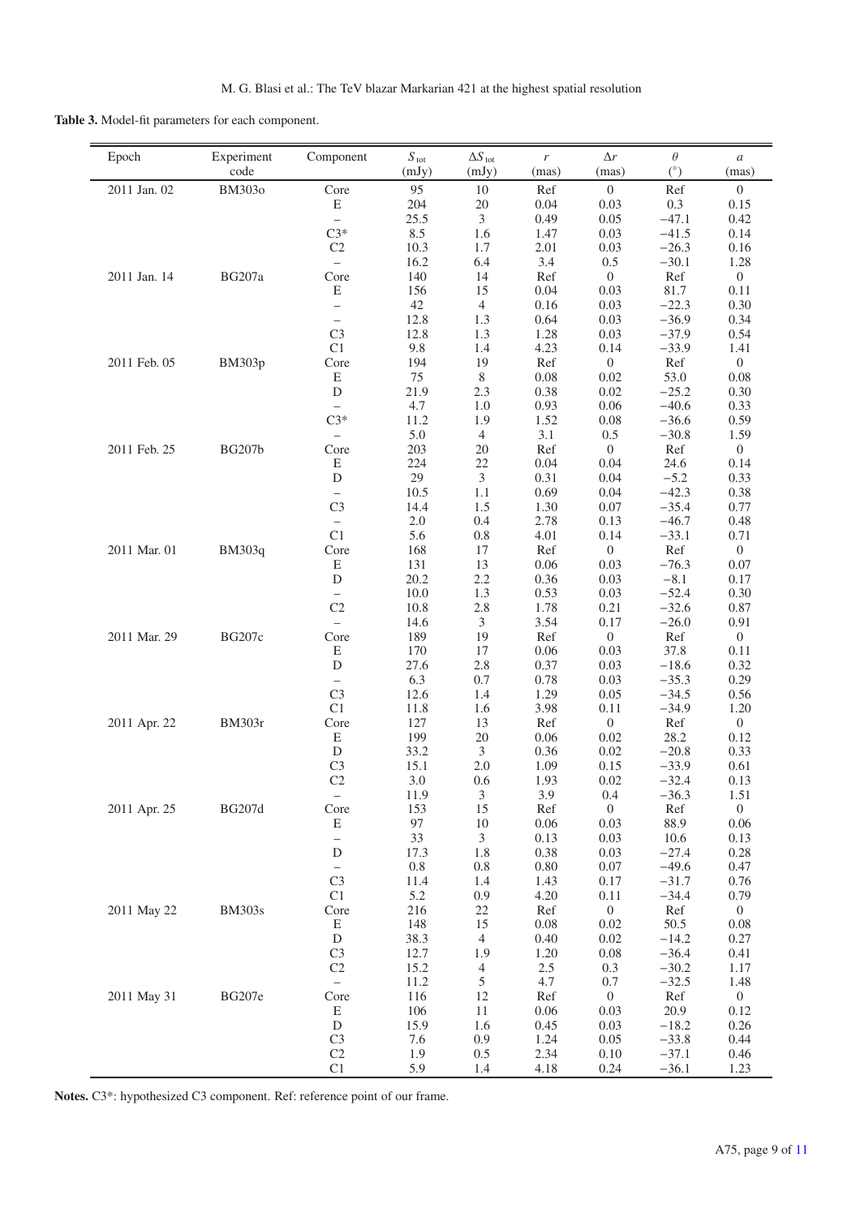**Table 3.** Model-fit parameters for each component.

| Epoch | Experiment code | Component | $S_{\rm tot}$ (mJy) | $\Delta S_{\rm tot}$ (mJy) | $r$ (mas) | $\Delta r$ (mas) | $\theta$ (°) | $a$ (mas) |
|---|---|---|---|---|---|---|---|---|
| 2011 Jan. 02 | BM303o | Core | 95 | 10 | Ref | 0 | Ref | 0 |
| | | E | 204 | 20 | 0.04 | 0.03 | 0.3 | 0.15 |
| | | – | 25.5 | 3 | 0.49 | 0.05 | −47.1 | 0.42 |
| | | C3* | 8.5 | 1.6 | 1.47 | 0.03 | −41.5 | 0.14 |
| | | C2 | 10.3 | 1.7 | 2.01 | 0.03 | −26.3 | 0.16 |
| | | – | 16.2 | 6.4 | 3.4 | 0.5 | −30.1 | 1.28 |
| 2011 Jan. 14 | BG207a | Core | 140 | 14 | Ref | 0 | Ref | 0 |
| | | E | 156 | 15 | 0.04 | 0.03 | 81.7 | 0.11 |
| | | – | 42 | 4 | 0.16 | 0.03 | −22.3 | 0.30 |
| | | – | 12.8 | 1.3 | 0.64 | 0.03 | −36.9 | 0.34 |
| | | C3 | 12.8 | 1.3 | 1.28 | 0.03 | −37.9 | 0.54 |
| | | C1 | 9.8 | 1.4 | 4.23 | 0.14 | −33.9 | 1.41 |
| 2011 Feb. 05 | BM303p | Core | 194 | 19 | Ref | 0 | Ref | 0 |
| | | E | 75 | 8 | 0.08 | 0.02 | 53.0 | 0.08 |
| | | D | 21.9 | 2.3 | 0.38 | 0.02 | −25.2 | 0.30 |
| | | – | 4.7 | 1.0 | 0.93 | 0.06 | −40.6 | 0.33 |
| | | C3* | 11.2 | 1.9 | 1.52 | 0.08 | −36.6 | 0.59 |
| | | – | 5.0 | 4 | 3.1 | 0.5 | −30.8 | 1.59 |
| 2011 Feb. 25 | BG207b | Core | 203 | 20 | Ref | 0 | Ref | 0 |
| | | E | 224 | 22 | 0.04 | 0.04 | 24.6 | 0.14 |
| | | D | 29 | 3 | 0.31 | 0.04 | −5.2 | 0.33 |
| | | – | 10.5 | 1.1 | 0.69 | 0.04 | −42.3 | 0.38 |
| | | C3 | 14.4 | 1.5 | 1.30 | 0.07 | −35.4 | 0.77 |
| | | – | 2.0 | 0.4 | 2.78 | 0.13 | −46.7 | 0.48 |
| | | C1 | 5.6 | 0.8 | 4.01 | 0.14 | −33.1 | 0.71 |
| 2011 Mar. 01 | BM303q | Core | 168 | 17 | Ref | 0 | Ref | 0 |
| | | E | 131 | 13 | 0.06 | 0.03 | −76.3 | 0.07 |
| | | D | 20.2 | 2.2 | 0.36 | 0.03 | −8.1 | 0.17 |
| | | – | 10.0 | 1.3 | 0.53 | 0.03 | −52.4 | 0.30 |
| | | C2 | 10.8 | 2.8 | 1.78 | 0.21 | −32.6 | 0.87 |
| | | – | 14.6 | 3 | 3.54 | 0.17 | −26.0 | 0.91 |
| 2011 Mar. 29 | BG207c | Core | 189 | 19 | Ref | 0 | Ref | 0 |
| | | E | 170 | 17 | 0.06 | 0.03 | 37.8 | 0.11 |
| | | D | 27.6 | 2.8 | 0.37 | 0.03 | −18.6 | 0.32 |
| | | – | 6.3 | 0.7 | 0.78 | 0.03 | −35.3 | 0.29 |
| | | C3 | 12.6 | 1.4 | 1.29 | 0.05 | −34.5 | 0.56 |
| | | C1 | 11.8 | 1.6 | 3.98 | 0.11 | −34.9 | 1.20 |
| 2011 Apr. 22 | BM303r | Core | 127 | 13 | Ref | 0 | Ref | 0 |
| | | E | 199 | 20 | 0.06 | 0.02 | 28.2 | 0.12 |
| | | D | 33.2 | 3 | 0.36 | 0.02 | −20.8 | 0.33 |
| | | C3 | 15.1 | 2.0 | 1.09 | 0.15 | −33.9 | 0.61 |
| | | C2 | 3.0 | 0.6 | 1.93 | 0.02 | −32.4 | 0.13 |
| | | – | 11.9 | 3 | 3.9 | 0.4 | −36.3 | 1.51 |
| 2011 Apr. 25 | BG207d | Core | 153 | 15 | Ref | 0 | Ref | 0 |
| | | E | 97 | 10 | 0.06 | 0.03 | 88.9 | 0.06 |
| | | – | 33 | 3 | 0.13 | 0.03 | 10.6 | 0.13 |
| | | D | 17.3 | 1.8 | 0.38 | 0.03 | −27.4 | 0.28 |
| | | – | 0.8 | 0.8 | 0.80 | 0.07 | −49.6 | 0.47 |
| | | C3 | 11.4 | 1.4 | 1.43 | 0.17 | −31.7 | 0.76 |
| | | C1 | 5.2 | 0.9 | 4.20 | 0.11 | −34.4 | 0.79 |
| 2011 May 22 | BM303s | Core | 216 | 22 | Ref | 0 | Ref | 0 |
| | | E | 148 | 15 | 0.08 | 0.02 | 50.5 | 0.08 |
| | | D | 38.3 | 4 | 0.40 | 0.02 | −14.2 | 0.27 |
| | | C3 | 12.7 | 1.9 | 1.20 | 0.08 | −36.4 | 0.41 |
| | | C2 | 15.2 | 4 | 2.5 | 0.3 | −30.2 | 1.17 |
| | | – | 11.2 | 5 | 4.7 | 0.7 | −32.5 | 1.48 |
| 2011 May 31 | BG207e | Core | 116 | 12 | Ref | 0 | Ref | 0 |
| | | E | 106 | 11 | 0.06 | 0.03 | 20.9 | 0.12 |
| | | D | 15.9 | 1.6 | 0.45 | 0.03 | −18.2 | 0.26 |
| | | C3 | 7.6 | 0.9 | 1.24 | 0.05 | −33.8 | 0.44 |
| | | C2 | 1.9 | 0.5 | 2.34 | 0.10 | −37.1 | 0.46 |
| | | C1 | 5.9 | 1.4 | 4.18 | 0.24 | −36.1 | 1.23 |

**Notes.** C3*: hypothesized C3 component. Ref: reference point of our frame.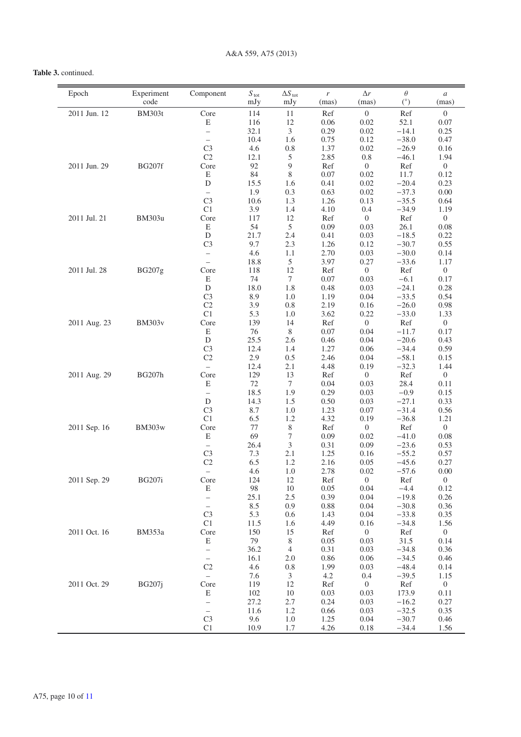**Table 3.** continued.

| Epoch | Experiment code | Component | $S_{\rm tot}$ mJy | $\Delta S_{\rm tot}$ mJy | $r$ (mas) | $\Delta r$ (mas) | $\theta$ (°) | $a$ (mas) |
|---|---|---|---|---|---|---|---|---|
| 2011 Jun. 12 | BM303t | Core | 114 | 11 | Ref | 0 | Ref | 0 |
| | | E | 116 | 12 | 0.06 | 0.02 | 52.1 | 0.07 |
| | | – | 32.1 | 3 | 0.29 | 0.02 | −14.1 | 0.25 |
| | | – | 10.4 | 1.6 | 0.75 | 0.12 | −38.0 | 0.47 |
| | | C3 | 4.6 | 0.8 | 1.37 | 0.02 | −26.9 | 0.16 |
| | | C2 | 12.1 | 5 | 2.85 | 0.8 | −46.1 | 1.94 |
| 2011 Jun. 29 | BG207f | Core | 92 | 9 | Ref | 0 | Ref | 0 |
| | | E | 84 | 8 | 0.07 | 0.02 | 11.7 | 0.12 |
| | | D | 15.5 | 1.6 | 0.41 | 0.02 | −20.4 | 0.23 |
| | | – | 1.9 | 0.3 | 0.63 | 0.02 | −37.3 | 0.00 |
| | | C3 | 10.6 | 1.3 | 1.26 | 0.13 | −35.5 | 0.64 |
| | | C1 | 3.9 | 1.4 | 4.10 | 0.4 | −34.9 | 1.19 |
| 2011 Jul. 21 | BM303u | Core | 117 | 12 | Ref | 0 | Ref | 0 |
| | | E | 54 | 5 | 0.09 | 0.03 | 26.1 | 0.08 |
| | | D | 21.7 | 2.4 | 0.41 | 0.03 | −18.5 | 0.22 |
| | | C3 | 9.7 | 2.3 | 1.26 | 0.12 | −30.7 | 0.55 |
| | | – | 4.6 | 1.1 | 2.70 | 0.03 | −30.0 | 0.14 |
| | | – | 18.8 | 5 | 3.97 | 0.27 | −33.6 | 1.17 |
| 2011 Jul. 28 | BG207g | Core | 118 | 12 | Ref | 0 | Ref | 0 |
| | | E | 74 | 7 | 0.07 | 0.03 | −6.1 | 0.17 |
| | | D | 18.0 | 1.8 | 0.48 | 0.03 | −24.1 | 0.28 |
| | | C3 | 8.9 | 1.0 | 1.19 | 0.04 | −33.5 | 0.54 |
| | | C2 | 3.9 | 0.8 | 2.19 | 0.16 | −26.0 | 0.98 |
| | | C1 | 5.3 | 1.0 | 3.62 | 0.22 | −33.0 | 1.33 |
| 2011 Aug. 23 | BM303v | Core | 139 | 14 | Ref | 0 | Ref | 0 |
| | | E | 76 | 8 | 0.07 | 0.04 | −11.7 | 0.17 |
| | | D | 25.5 | 2.6 | 0.46 | 0.04 | −20.6 | 0.43 |
| | | C3 | 12.4 | 1.4 | 1.27 | 0.06 | −34.4 | 0.59 |
| | | C2 | 2.9 | 0.5 | 2.46 | 0.04 | −58.1 | 0.15 |
| | | – | 12.4 | 2.1 | 4.48 | 0.19 | −32.3 | 1.44 |
| 2011 Aug. 29 | BG207h | Core | 129 | 13 | Ref | 0 | Ref | 0 |
| | | E | 72 | 7 | 0.04 | 0.03 | 28.4 | 0.11 |
| | | – | 18.5 | 1.9 | 0.29 | 0.03 | −0.9 | 0.15 |
| | | D | 14.3 | 1.5 | 0.50 | 0.03 | −27.1 | 0.33 |
| | | C3 | 8.7 | 1.0 | 1.23 | 0.07 | −31.4 | 0.56 |
| | | C1 | 6.5 | 1.2 | 4.32 | 0.19 | −36.8 | 1.21 |
| 2011 Sep. 16 | BM303w | Core | 77 | 8 | Ref | 0 | Ref | 0 |
| | | E | 69 | 7 | 0.09 | 0.02 | −41.0 | 0.08 |
| | | – | 26.4 | 3 | 0.31 | 0.09 | −23.6 | 0.53 |
| | | C3 | 7.3 | 2.1 | 1.25 | 0.16 | −55.2 | 0.57 |
| | | C2 | 6.5 | 1.2 | 2.16 | 0.05 | −45.6 | 0.27 |
| | | – | 4.6 | 1.0 | 2.78 | 0.02 | −57.6 | 0.00 |
| 2011 Sep. 29 | BG207i | Core | 124 | 12 | Ref | 0 | Ref | 0 |
| | | E | 98 | 10 | 0.05 | 0.04 | −4.4 | 0.12 |
| | | – | 25.1 | 2.5 | 0.39 | 0.04 | −19.8 | 0.26 |
| | | – | 8.5 | 0.9 | 0.88 | 0.04 | −30.8 | 0.36 |
| | | C3 | 5.3 | 0.6 | 1.43 | 0.04 | −33.8 | 0.35 |
| | | C1 | 11.5 | 1.6 | 4.49 | 0.16 | −34.8 | 1.56 |
| 2011 Oct. 16 | BM353a | Core | 150 | 15 | Ref | 0 | Ref | 0 |
| | | E | 79 | 8 | 0.05 | 0.03 | 31.5 | 0.14 |
| | | – | 36.2 | 4 | 0.31 | 0.03 | −34.8 | 0.36 |
| | | – | 16.1 | 2.0 | 0.86 | 0.06 | −34.5 | 0.46 |
| | | C2 | 4.6 | 0.8 | 1.99 | 0.03 | −48.4 | 0.14 |
| | | – | 7.6 | 3 | 4.2 | 0.4 | −39.5 | 1.15 |
| 2011 Oct. 29 | BG207j | Core | 119 | 12 | Ref | 0 | Ref | 0 |
| | | E | 102 | 10 | 0.03 | 0.03 | 173.9 | 0.11 |
| | | – | 27.2 | 2.7 | 0.24 | 0.03 | −16.2 | 0.27 |
| | | – | 11.6 | 1.2 | 0.66 | 0.03 | −32.5 | 0.35 |
| | | C3 | 9.6 | 1.0 | 1.25 | 0.04 | −30.7 | 0.46 |
| | | C1 | 10.9 | 1.7 | 4.26 | 0.18 | −34.4 | 1.56 |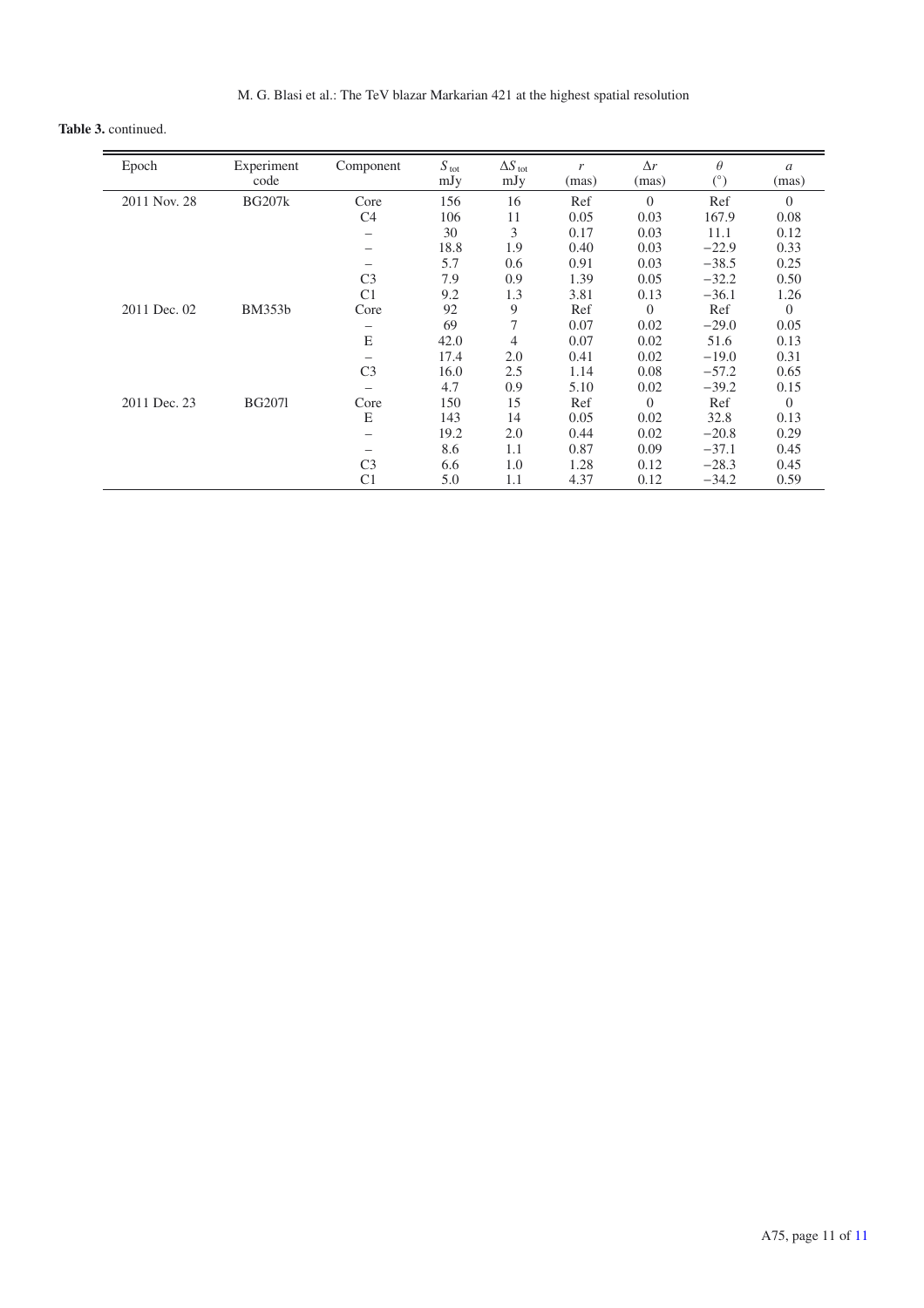**Table 3.** continued.

| Epoch | Experiment code | Component | $S_{\rm tot}$ mJy | $\Delta S_{\rm tot}$ mJy | $r$ (mas) | $\Delta r$ (mas) | $\theta$ (°) | $a$ (mas) |
|---|---|---|---|---|---|---|---|---|
| 2011 Nov. 28 | BG207k | Core | 156 | 16 | Ref | 0 | Ref | 0 |
| | | C4 | 106 | 11 | 0.05 | 0.03 | 167.9 | 0.08 |
| | | – | 30 | 3 | 0.17 | 0.03 | 11.1 | 0.12 |
| | | – | 18.8 | 1.9 | 0.40 | 0.03 | −22.9 | 0.33 |
| | | – | 5.7 | 0.6 | 0.91 | 0.03 | −38.5 | 0.25 |
| | | C3 | 7.9 | 0.9 | 1.39 | 0.05 | −32.2 | 0.50 |
| | | C1 | 9.2 | 1.3 | 3.81 | 0.13 | −36.1 | 1.26 |
| 2011 Dec. 02 | BM353b | Core | 92 | 9 | Ref | 0 | Ref | 0 |
| | | – | 69 | 7 | 0.07 | 0.02 | −29.0 | 0.05 |
| | | E | 42.0 | 4 | 0.07 | 0.02 | 51.6 | 0.13 |
| | | – | 17.4 | 2.0 | 0.41 | 0.02 | −19.0 | 0.31 |
| | | C3 | 16.0 | 2.5 | 1.14 | 0.08 | −57.2 | 0.65 |
| | | – | 4.7 | 0.9 | 5.10 | 0.02 | −39.2 | 0.15 |
| 2011 Dec. 23 | BG207l | Core | 150 | 15 | Ref | 0 | Ref | 0 |
| | | E | 143 | 14 | 0.05 | 0.02 | 32.8 | 0.13 |
| | | – | 19.2 | 2.0 | 0.44 | 0.02 | −20.8 | 0.29 |
| | | – | 8.6 | 1.1 | 0.87 | 0.09 | −37.1 | 0.45 |
| | | C3 | 6.6 | 1.0 | 1.28 | 0.12 | −28.3 | 0.45 |
| | | C1 | 5.0 | 1.1 | 4.37 | 0.12 | −34.2 | 0.59 |